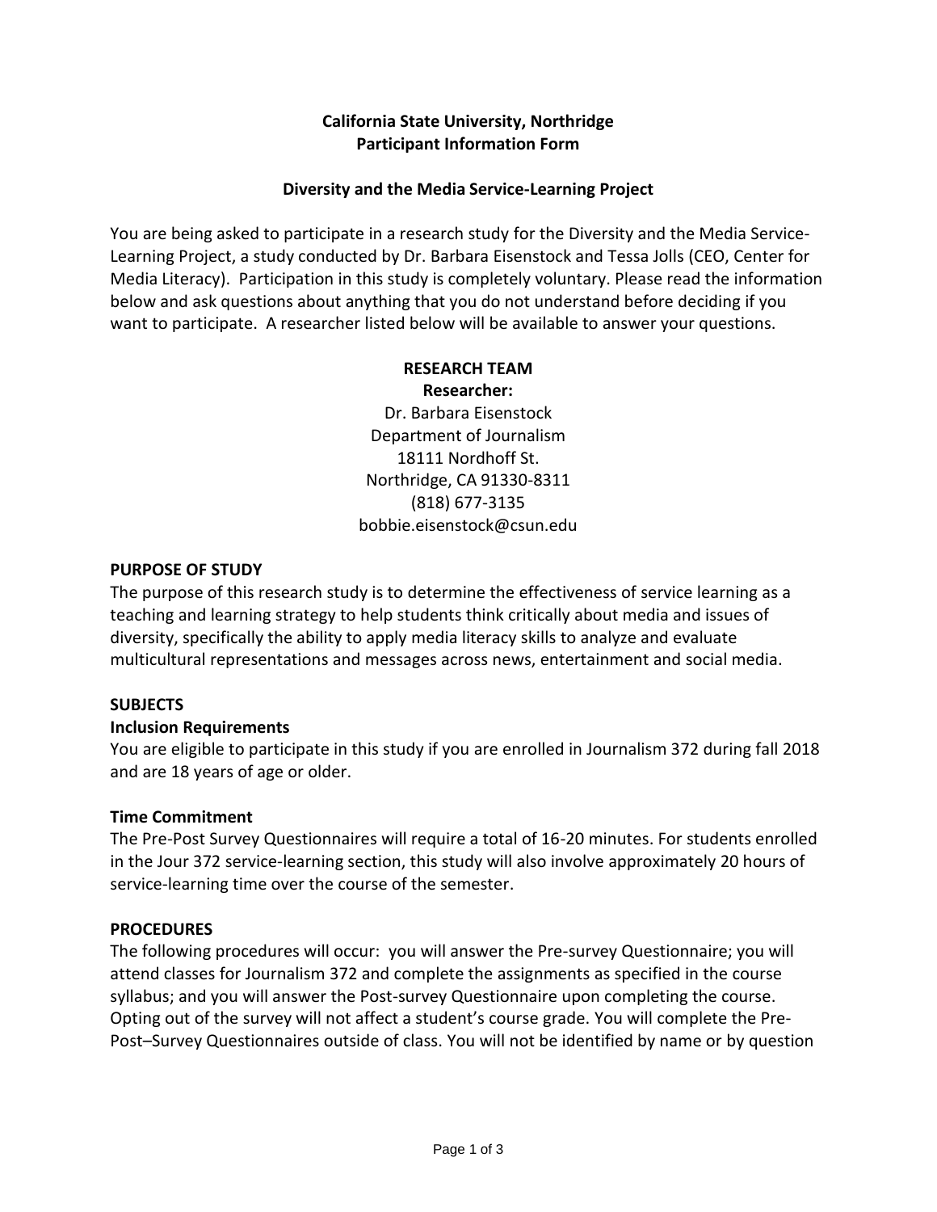# California State University, Northridge
# Participant Information Form

## Diversity and the Media Service-Learning Project

You are being asked to participate in a research study for the Diversity and the Media Service-Learning Project, a study conducted by Dr. Barbara Eisenstock and Tessa Jolls (CEO, Center for Media Literacy). Participation in this study is completely voluntary. Please read the information below and ask questions about anything that you do not understand before deciding if you want to participate. A researcher listed below will be available to answer your questions.

**RESEARCH TEAM**

**Researcher:**

Dr. Barbara Eisenstock
Department of Journalism
18111 Nordhoff St.
Northridge, CA 91330-8311
(818) 677-3135
bobbie.eisenstock@csun.edu

**PURPOSE OF STUDY**

The purpose of this research study is to determine the effectiveness of service learning as a teaching and learning strategy to help students think critically about media and issues of diversity, specifically the ability to apply media literacy skills to analyze and evaluate multicultural representations and messages across news, entertainment and social media.

**SUBJECTS**

**Inclusion Requirements**

You are eligible to participate in this study if you are enrolled in Journalism 372 during fall 2018 and are 18 years of age or older.

**Time Commitment**

The Pre-Post Survey Questionnaires will require a total of 16-20 minutes. For students enrolled in the Jour 372 service-learning section, this study will also involve approximately 20 hours of service-learning time over the course of the semester.

**PROCEDURES**

The following procedures will occur: you will answer the Pre-survey Questionnaire; you will attend classes for Journalism 372 and complete the assignments as specified in the course syllabus; and you will answer the Post-survey Questionnaire upon completing the course. Opting out of the survey will not affect a student's course grade. You will complete the Pre-Post–Survey Questionnaires outside of class. You will not be identified by name or by question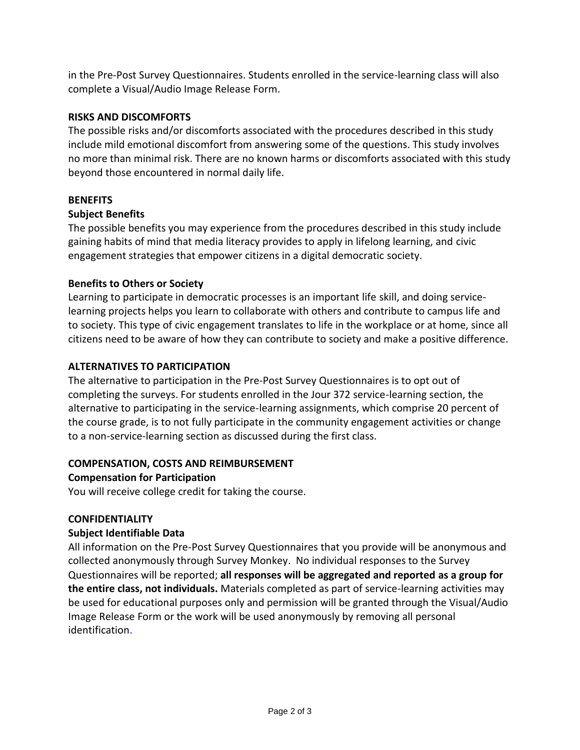in the Pre-Post Survey Questionnaires. Students enrolled in the service-learning class will also complete a Visual/Audio Image Release Form.

## RISKS AND DISCOMFORTS

The possible risks and/or discomforts associated with the procedures described in this study include mild emotional discomfort from answering some of the questions. This study involves no more than minimal risk. There are no known harms or discomforts associated with this study beyond those encountered in normal daily life.

## BENEFITS

### Subject Benefits

The possible benefits you may experience from the procedures described in this study include gaining habits of mind that media literacy provides to apply in lifelong learning, and civic engagement strategies that empower citizens in a digital democratic society.

### Benefits to Others or Society

Learning to participate in democratic processes is an important life skill, and doing service-learning projects helps you learn to collaborate with others and contribute to campus life and to society. This type of civic engagement translates to life in the workplace or at home, since all citizens need to be aware of how they can contribute to society and make a positive difference.

## ALTERNATIVES TO PARTICIPATION

The alternative to participation in the Pre-Post Survey Questionnaires is to opt out of completing the surveys. For students enrolled in the Jour 372 service-learning section, the alternative to participating in the service-learning assignments, which comprise 20 percent of the course grade, is to not fully participate in the community engagement activities or change to a non-service-learning section as discussed during the first class.

## COMPENSATION, COSTS AND REIMBURSEMENT

### Compensation for Participation

You will receive college credit for taking the course.

## CONFIDENTIALITY

### Subject Identifiable Data

All information on the Pre-Post Survey Questionnaires that you provide will be anonymous and collected anonymously through Survey Monkey. No individual responses to the Survey Questionnaires will be reported; **all responses will be aggregated and reported as a group for the entire class, not individuals.** Materials completed as part of service-learning activities may be used for educational purposes only and permission will be granted through the Visual/Audio Image Release Form or the work will be used anonymously by removing all personal identification.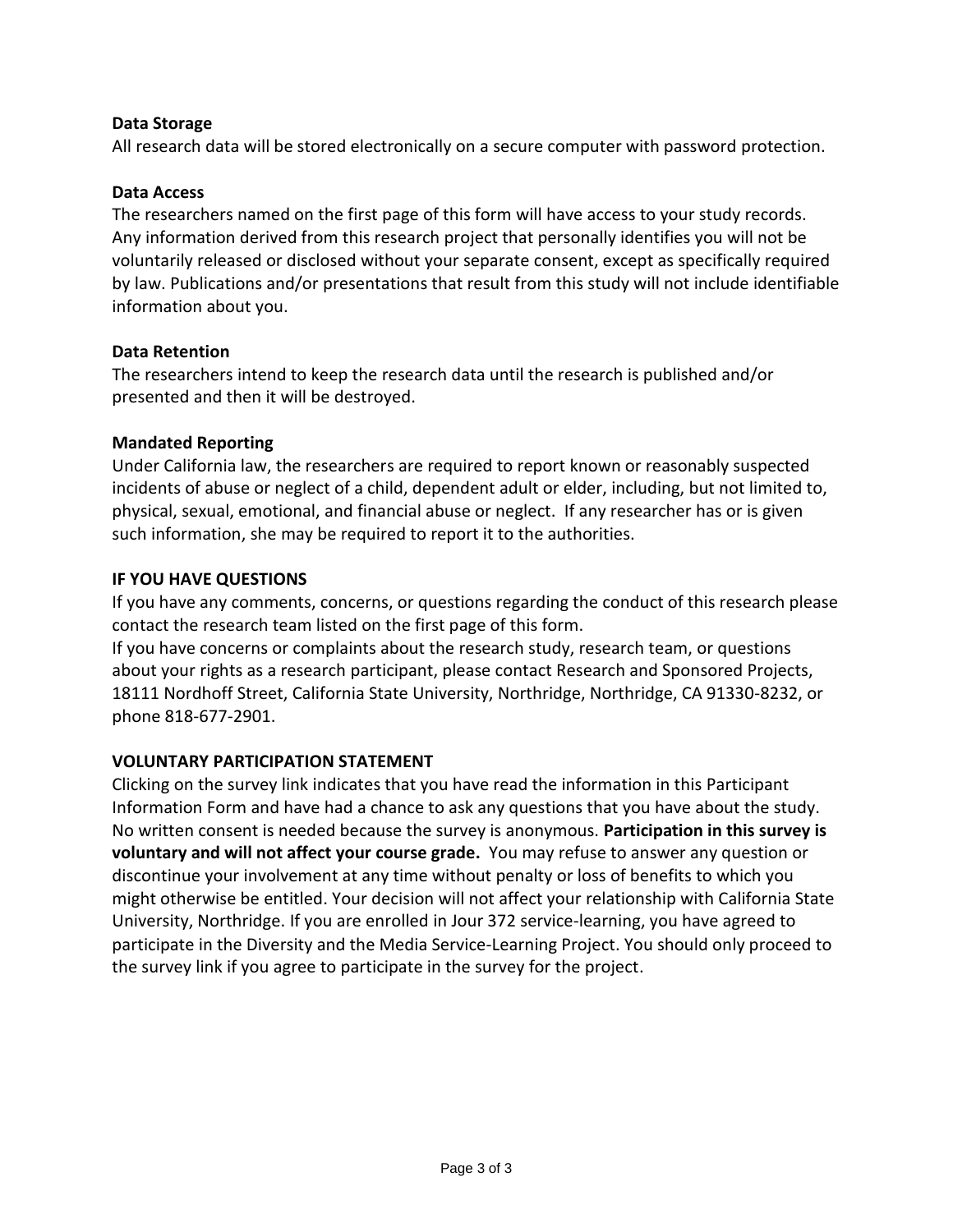**Data Storage**
All research data will be stored electronically on a secure computer with password protection.

**Data Access**
The researchers named on the first page of this form will have access to your study records. Any information derived from this research project that personally identifies you will not be voluntarily released or disclosed without your separate consent, except as specifically required by law. Publications and/or presentations that result from this study will not include identifiable information about you.

**Data Retention**
The researchers intend to keep the research data until the research is published and/or presented and then it will be destroyed.

**Mandated Reporting**
Under California law, the researchers are required to report known or reasonably suspected incidents of abuse or neglect of a child, dependent adult or elder, including, but not limited to, physical, sexual, emotional, and financial abuse or neglect. If any researcher has or is given such information, she may be required to report it to the authorities.

## IF YOU HAVE QUESTIONS

If you have any comments, concerns, or questions regarding the conduct of this research please contact the research team listed on the first page of this form.
If you have concerns or complaints about the research study, research team, or questions about your rights as a research participant, please contact Research and Sponsored Projects, 18111 Nordhoff Street, California State University, Northridge, Northridge, CA 91330-8232, or phone 818-677-2901.

## VOLUNTARY PARTICIPATION STATEMENT

Clicking on the survey link indicates that you have read the information in this Participant Information Form and have had a chance to ask any questions that you have about the study. No written consent is needed because the survey is anonymous. **Participation in this survey is voluntary and will not affect your course grade.** You may refuse to answer any question or discontinue your involvement at any time without penalty or loss of benefits to which you might otherwise be entitled. Your decision will not affect your relationship with California State University, Northridge. If you are enrolled in Jour 372 service-learning, you have agreed to participate in the Diversity and the Media Service-Learning Project. You should only proceed to the survey link if you agree to participate in the survey for the project.